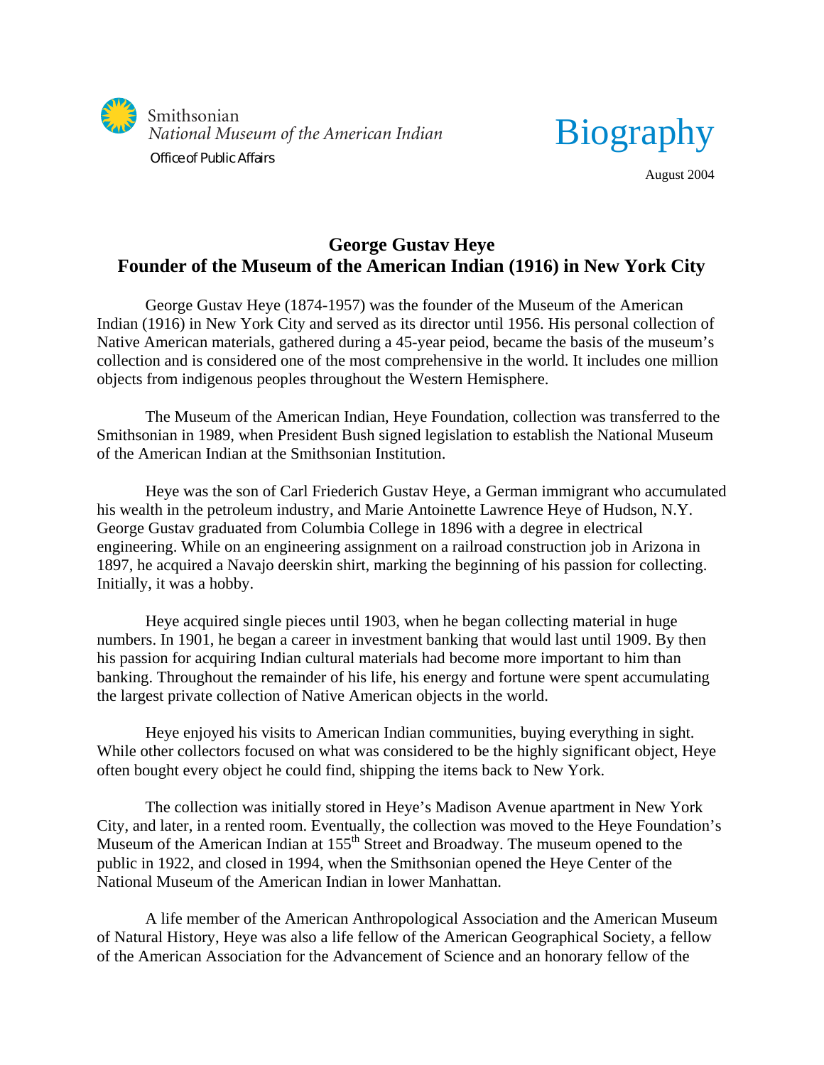Smithsonian
*National Museum of the American Indian*
Office of Public Affairs

# Biography

August 2004

## George Gustav Heye
## Founder of the Museum of the American Indian (1916) in New York City

George Gustav Heye (1874-1957) was the founder of the Museum of the American Indian (1916) in New York City and served as its director until 1956. His personal collection of Native American materials, gathered during a 45-year peiod, became the basis of the museum's collection and is considered one of the most comprehensive in the world. It includes one million objects from indigenous peoples throughout the Western Hemisphere.

The Museum of the American Indian, Heye Foundation, collection was transferred to the Smithsonian in 1989, when President Bush signed legislation to establish the National Museum of the American Indian at the Smithsonian Institution.

Heye was the son of Carl Friederich Gustav Heye, a German immigrant who accumulated his wealth in the petroleum industry, and Marie Antoinette Lawrence Heye of Hudson, N.Y. George Gustav graduated from Columbia College in 1896 with a degree in electrical engineering. While on an engineering assignment on a railroad construction job in Arizona in 1897, he acquired a Navajo deerskin shirt, marking the beginning of his passion for collecting. Initially, it was a hobby.

Heye acquired single pieces until 1903, when he began collecting material in huge numbers. In 1901, he began a career in investment banking that would last until 1909. By then his passion for acquiring Indian cultural materials had become more important to him than banking. Throughout the remainder of his life, his energy and fortune were spent accumulating the largest private collection of Native American objects in the world.

Heye enjoyed his visits to American Indian communities, buying everything in sight. While other collectors focused on what was considered to be the highly significant object, Heye often bought every object he could find, shipping the items back to New York.

The collection was initially stored in Heye's Madison Avenue apartment in New York City, and later, in a rented room. Eventually, the collection was moved to the Heye Foundation's Museum of the American Indian at 155th Street and Broadway. The museum opened to the public in 1922, and closed in 1994, when the Smithsonian opened the Heye Center of the National Museum of the American Indian in lower Manhattan.

A life member of the American Anthropological Association and the American Museum of Natural History, Heye was also a life fellow of the American Geographical Society, a fellow of the American Association for the Advancement of Science and an honorary fellow of the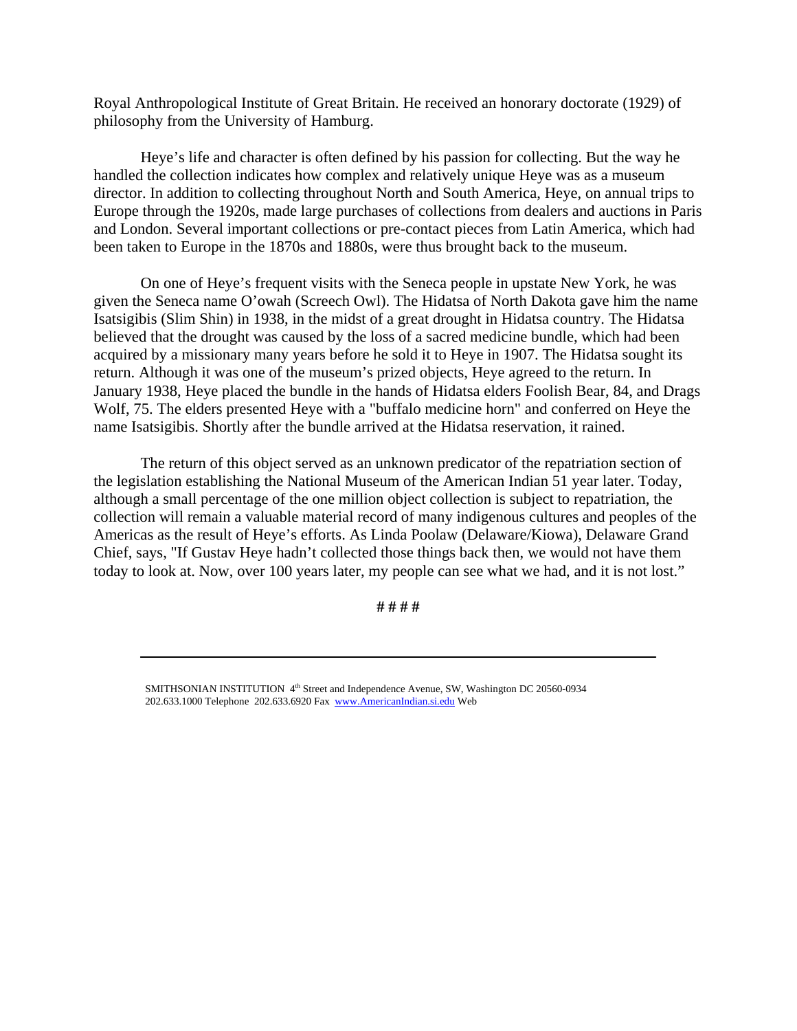Royal Anthropological Institute of Great Britain. He received an honorary doctorate (1929) of philosophy from the University of Hamburg.

Heye's life and character is often defined by his passion for collecting. But the way he handled the collection indicates how complex and relatively unique Heye was as a museum director. In addition to collecting throughout North and South America, Heye, on annual trips to Europe through the 1920s, made large purchases of collections from dealers and auctions in Paris and London. Several important collections or pre-contact pieces from Latin America, which had been taken to Europe in the 1870s and 1880s, were thus brought back to the museum.

On one of Heye's frequent visits with the Seneca people in upstate New York, he was given the Seneca name O'owah (Screech Owl). The Hidatsa of North Dakota gave him the name Isatsigibis (Slim Shin) in 1938, in the midst of a great drought in Hidatsa country. The Hidatsa believed that the drought was caused by the loss of a sacred medicine bundle, which had been acquired by a missionary many years before he sold it to Heye in 1907. The Hidatsa sought its return. Although it was one of the museum's prized objects, Heye agreed to the return. In January 1938, Heye placed the bundle in the hands of Hidatsa elders Foolish Bear, 84, and Drags Wolf, 75. The elders presented Heye with a "buffalo medicine horn" and conferred on Heye the name Isatsigibis. Shortly after the bundle arrived at the Hidatsa reservation, it rained.

The return of this object served as an unknown predicator of the repatriation section of the legislation establishing the National Museum of the American Indian 51 year later. Today, although a small percentage of the one million object collection is subject to repatriation, the collection will remain a valuable material record of many indigenous cultures and peoples of the Americas as the result of Heye's efforts. As Linda Poolaw (Delaware/Kiowa), Delaware Grand Chief, says, "If Gustav Heye hadn't collected those things back then, we would not have them today to look at. Now, over 100 years later, my people can see what we had, and it is not lost."

# # # #

SMITHSONIAN INSTITUTION 4th Street and Independence Avenue, SW, Washington DC 20560-0934
202.633.1000 Telephone 202.633.6920 Fax www.AmericanIndian.si.edu Web